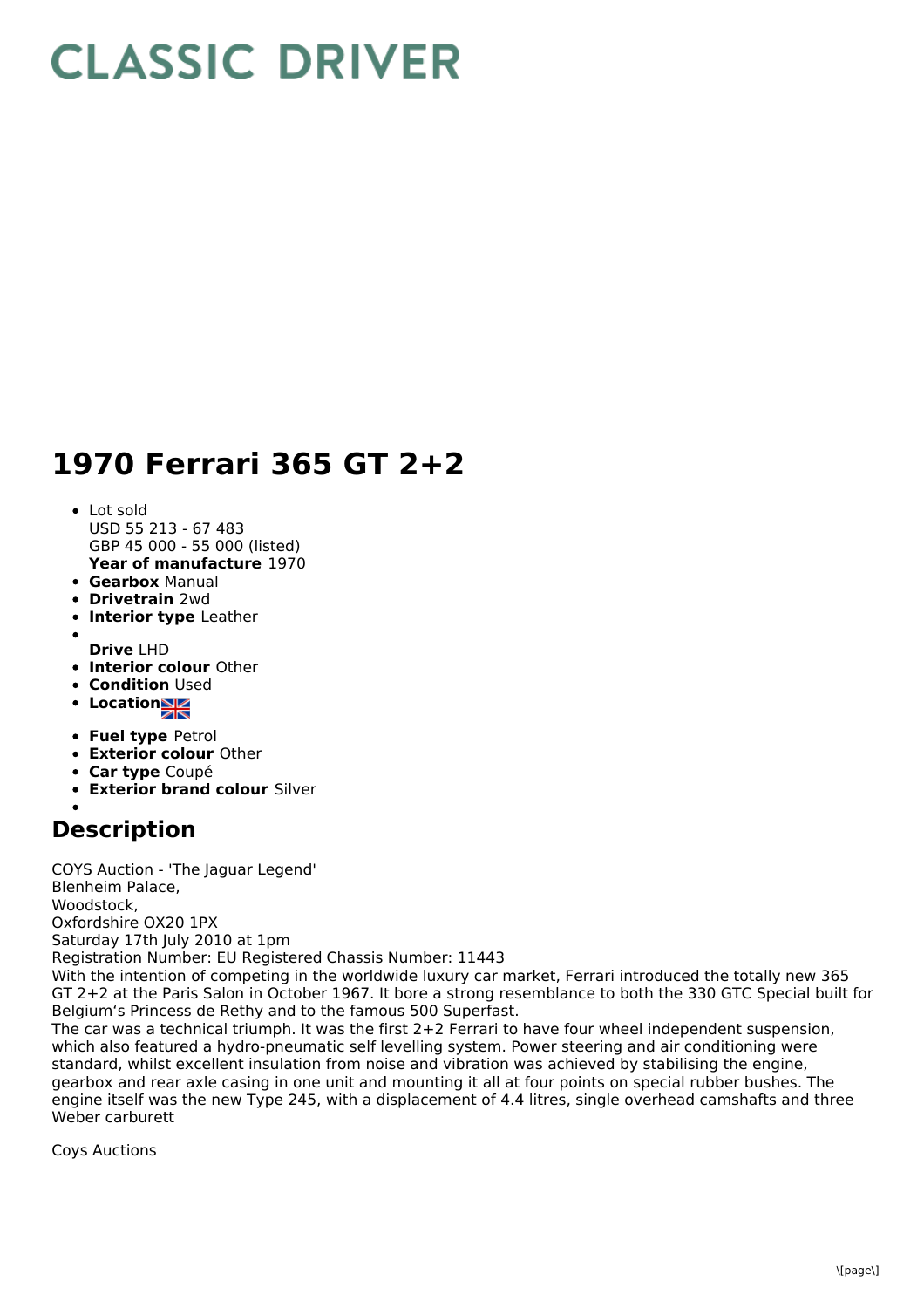# CLASSIC DRIVER

# 1970 Ferrari 365 GT 2+2

- Lot sold
  USD 55 213 - 67 483
  GBP 45 000 - 55 000 (listed)
  **Year of manufacture** 1970
- **Gearbox** Manual
- **Drivetrain** 2wd
- **Interior type** Leather
- 
  **Drive** LHD
- **Interior colour** Other
- **Condition** Used
- **Location**
- **Fuel type** Petrol
- **Exterior colour** Other
- **Car type** Coupé
- **Exterior brand colour** Silver
- 

## Description

COYS Auction - 'The Jaguar Legend'
Blenheim Palace,
Woodstock,
Oxfordshire OX20 1PX
Saturday 17th July 2010 at 1pm
Registration Number: EU Registered Chassis Number: 11443
With the intention of competing in the worldwide luxury car market, Ferrari introduced the totally new 365 GT 2+2 at the Paris Salon in October 1967. It bore a strong resemblance to both the 330 GTC Special built for Belgium's Princess de Rethy and to the famous 500 Superfast.
The car was a technical triumph. It was the first 2+2 Ferrari to have four wheel independent suspension, which also featured a hydro-pneumatic self levelling system. Power steering and air conditioning were standard, whilst excellent insulation from noise and vibration was achieved by stabilising the engine, gearbox and rear axle casing in one unit and mounting it all at four points on special rubber bushes. The engine itself was the new Type 245, with a displacement of 4.4 litres, single overhead camshafts and three Weber carburett

Coys Auctions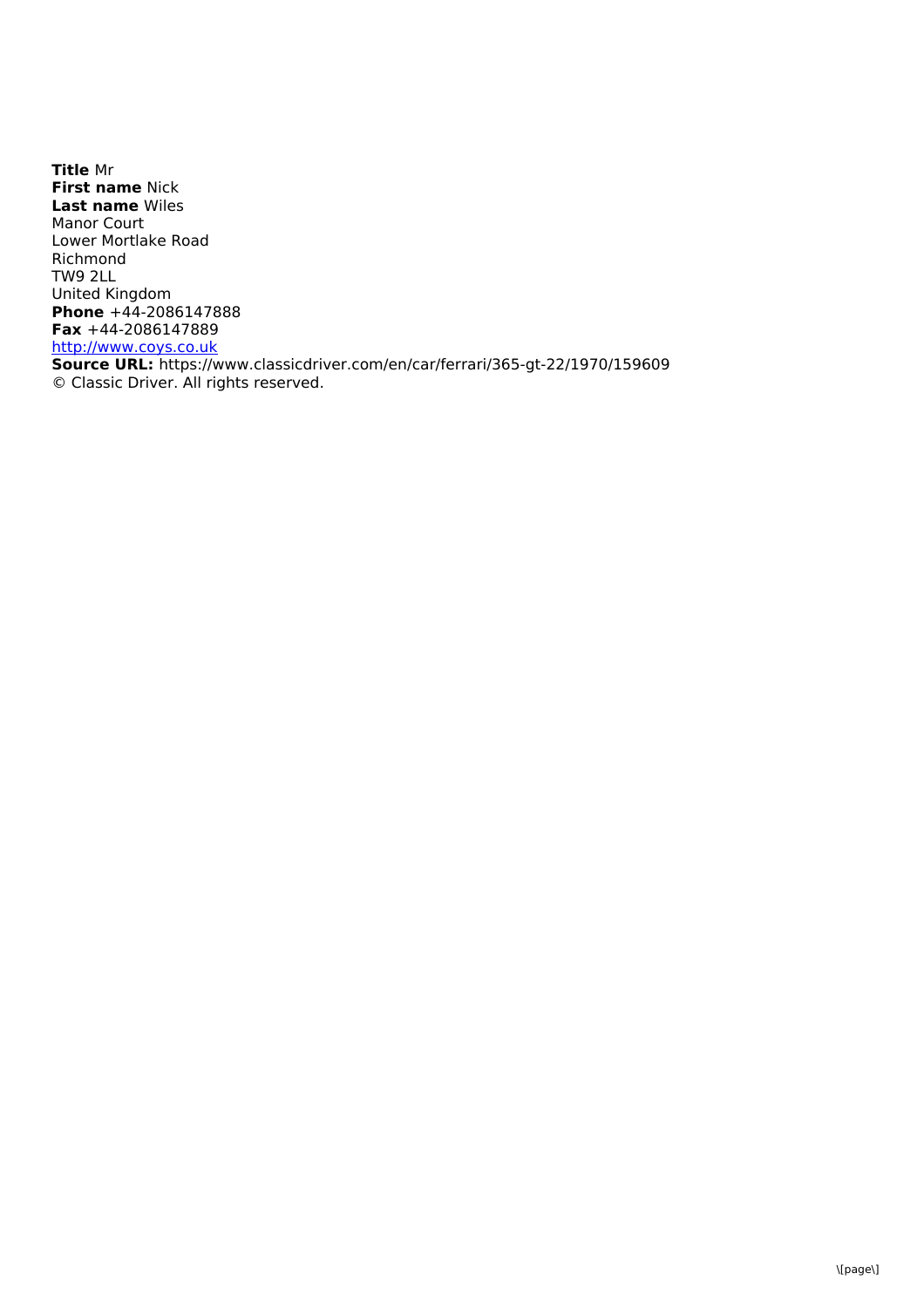**Title** Mr
**First name** Nick
**Last name** Wiles
Manor Court
Lower Mortlake Road
Richmond
TW9 2LL
United Kingdom
**Phone** +44-2086147888
**Fax** +44-2086147889
[http://www.coys.co.uk](http://www.coys.co.uk)
**Source URL:** https://www.classicdriver.com/en/car/ferrari/365-gt-22/1970/159609
© Classic Driver. All rights reserved.